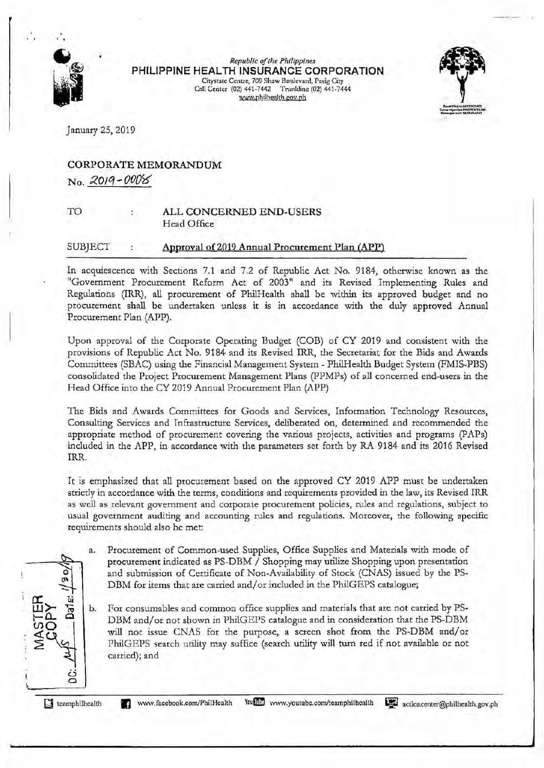Republic of the Philippines
**PHILIPPINE HEALTH INSURANCE CORPORATION**
Citystate Centre, 709 Shaw Boulevard, Pasig City
Call Center (02) 441-7442 Trunkline (02) 441-7444
www.philhealth.gov.ph

January 25, 2019

## CORPORATE MEMORANDUM

No. 2019 - 0008

TO : **ALL CONCERNED END-USERS**
Head Office

SUBJECT : **Approval of 2019 Annual Procurement Plan (APP)**

In acquiescence with Sections 7.1 and 7.2 of Republic Act No. 9184, otherwise known as the "Government Procurement Reform Act of 2003" and its Revised Implementing Rules and Regulations (IRR), all procurement of PhilHealth shall be within its approved budget and no procurement shall be undertaken unless it is in accordance with the duly approved Annual Procurement Plan (APP).

Upon approval of the Corporate Operating Budget (COB) of CY 2019 and consistent with the provisions of Republic Act No. 9184 and its Revised IRR, the Secretariat for the Bids and Awards Committees (SBAC) using the Financial Management System - PhilHealth Budget System (FMIS-PBS) consolidated the Project Procurement Management Plans (PPMPs) of all concerned end-users in the Head Office into the CY 2019 Annual Procurement Plan (APP)

The Bids and Awards Committees for Goods and Services, Information Technology Resources, Consulting Services and Infrastructure Services, deliberated on, determined and recommended the appropriate method of procurement covering the various projects, activities and programs (PAPs) included in the APP, in accordance with the parameters set forth by RA 9184 and its 2016 Revised IRR.

It is emphasized that all procurement based on the approved CY 2019 APP must be undertaken strictly in accordance with the terms, conditions and requirements provided in the law, its Revised IRR as well as relevant government and corporate procurement policies, rules and regulations, subject to usual government auditing and accounting rules and regulations. Moreover, the following specific requirements should also be met:

a. Procurement of Common-used Supplies, Office Supplies and Materials with mode of procurement indicated as PS-DBM / Shopping may utilize Shopping upon presentation and submission of Certificate of Non-Availability of Stock (CNAS) issued by the PS-DBM for items that are carried and/or included in the PhilGEPS catalogue;

b. For consumables and common office supplies and materials that are not carried by PS-DBM and/or not shown in PhilGEPS catalogue and in consideration that the PS-DBM will not issue CNAS for the purpose, a screen shot from the PS-DBM and/or PhilGEPS search utility may suffice (search utility will turn red if not available or not carried); and

MASTER COPY
DC: [signature] Date: 1/30/19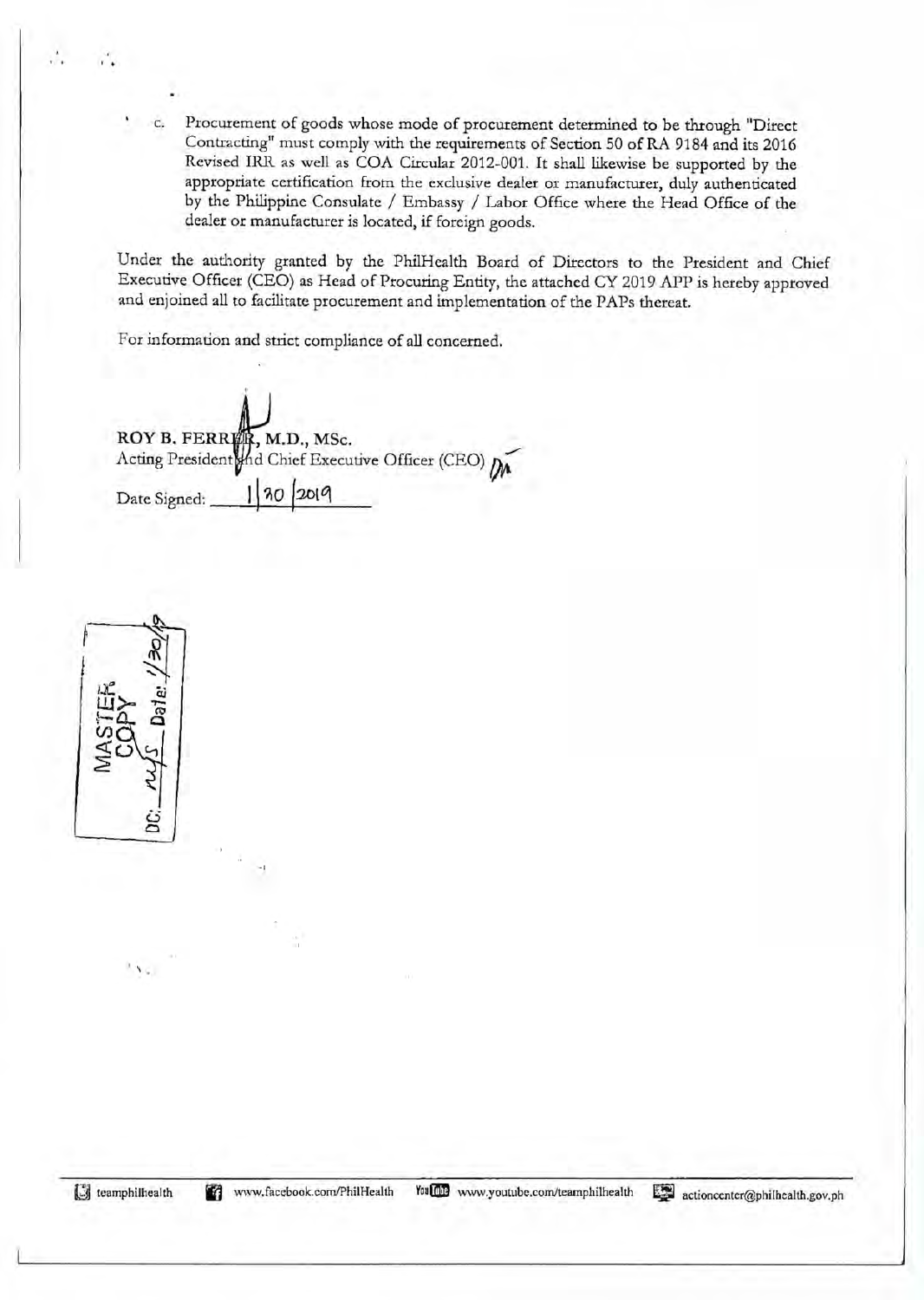c. Procurement of goods whose mode of procurement determined to be through "Direct Contracting" must comply with the requirements of Section 50 of RA 9184 and its 2016 Revised IRR as well as COA Circular 2012-001. It shall likewise be supported by the appropriate certification from the exclusive dealer or manufacturer, duly authenticated by the Philippine Consulate / Embassy / Labor Office where the Head Office of the dealer or manufacturer is located, if foreign goods.

Under the authority granted by the PhilHealth Board of Directors to the President and Chief Executive Officer (CEO) as Head of Procuring Entity, the attached CY 2019 APP is hereby approved and enjoined all to facilitate procurement and implementation of the PAPs thereat.

For information and strict compliance of all concerned.

**ROY B. FERRER, M.D., MSc.**
Acting President and Chief Executive Officer (CEO)

Date Signed: 1/30/2019

MASTER COPY
DC: ___ Date: 1/30/19

teamphilhealth | www.facebook.com/PhilHealth | www.youtube.com/teamphilhealth | actioncenter@philhealth.gov.ph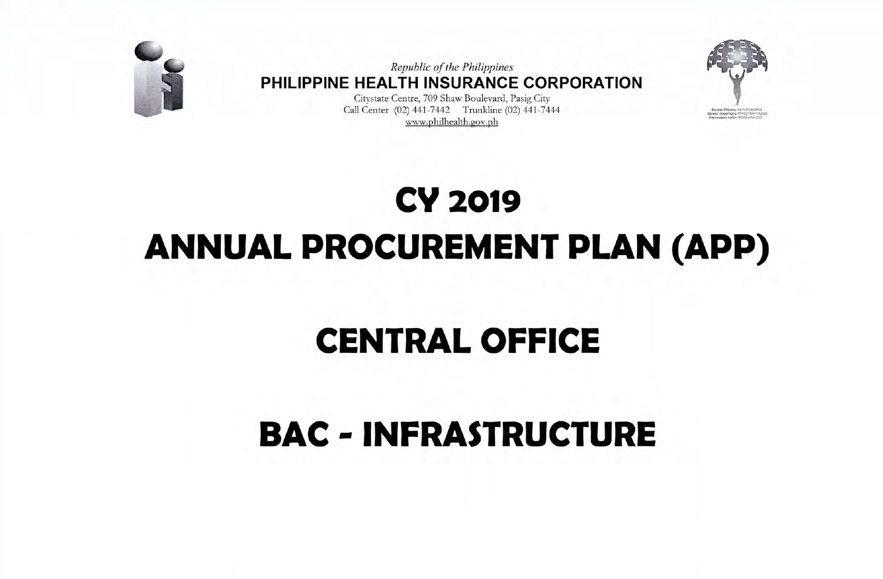*Republic of the Philippines*
**PHILIPPINE HEALTH INSURANCE CORPORATION**
Citystate Centre, 709 Shaw Boulevard, Pasig City
Call Center (02) 441-7442 Trunkline (02) 441-7444
www.philhealth.gov.ph

Bawat Pilipino MIYEMBRO
Bawat miyembro PROTEKTADO
Kalusugan natin SEGURADO

# CY 2019

# ANNUAL PROCUREMENT PLAN (APP)

# CENTRAL OFFICE

# BAC - INFRASTRUCTURE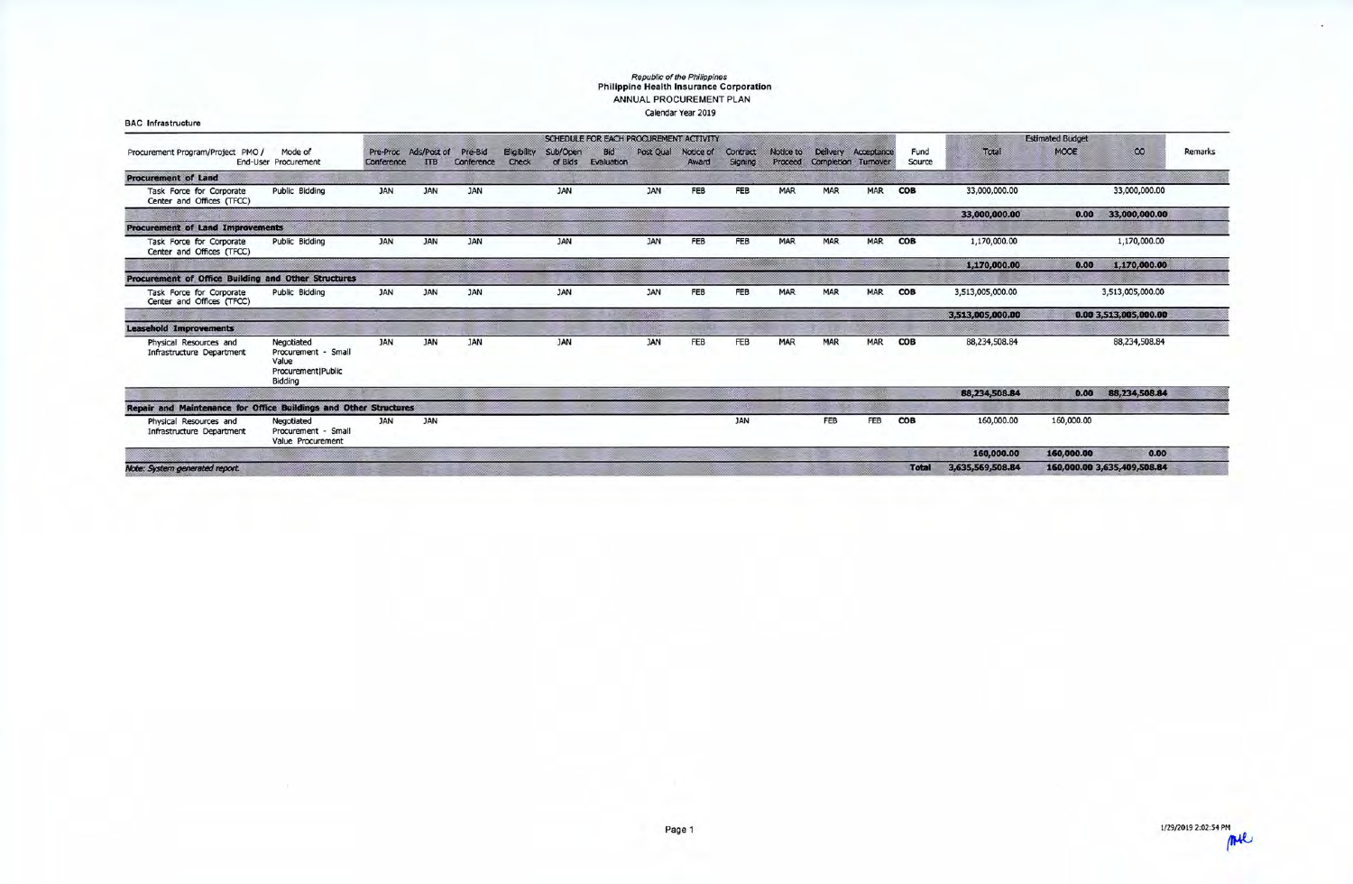*Republic of the Philippines*
**Philippine Health Insurance Corporation**
ANNUAL PROCUREMENT PLAN
Calendar Year 2019

**BAC Infrastructure**

| Procurement Program/Project PMO / End-User | Mode of Procurement | SCHEDULE FOR EACH PROCUREMENT ACTIVITY | | | | | | | | | | | | Fund Source | Estimated Budget | | | Remarks |
|---|---|---|---|---|---|---|---|---|---|---|---|---|---|---|---|---|---|---|
| | | Pre-Proc Conference | Ads/Post of ITB | Pre-Bid Conference | Eligibility Check | Sub/Open of Bids | Bid Evaluation | Post Qual | Notice of Award | Contract Signing | Notice to Proceed | Delivery Completion | Acceptance Turnover | | Total | MOOE | CO | |
| **Procurement of Land** | | | | | | | | | | | | | | | | | | |
| Task Force for Corporate Center and Offices (TFCC) | Public Bidding | JAN | JAN | JAN | | JAN | | JAN | FEB | FEB | MAR | MAR | MAR | COB | 33,000,000.00 | | 33,000,000.00 | |
| | | | | | | | | | | | | | | | **33,000,000.00** | **0.00** | **33,000,000.00** | |
| **Procurement of Land Improvements** | | | | | | | | | | | | | | | | | | |
| Task Force for Corporate Center and Offices (TFCC) | Public Bidding | JAN | JAN | JAN | | JAN | | JAN | FEB | FEB | MAR | MAR | MAR | COB | 1,170,000.00 | | 1,170,000.00 | |
| | | | | | | | | | | | | | | | **1,170,000.00** | **0.00** | **1,170,000.00** | |
| **Procurement of Office Building and Other Structures** | | | | | | | | | | | | | | | | | | |
| Task Force for Corporate Center and Offices (TFCC) | Public Bidding | JAN | JAN | JAN | | JAN | | JAN | FEB | FEB | MAR | MAR | MAR | COB | 3,513,005,000.00 | | 3,513,005,000.00 | |
| | | | | | | | | | | | | | | | **3,513,005,000.00** | **0.00** | **3,513,005,000.00** | |
| **Leasehold Improvements** | | | | | | | | | | | | | | | | | | |
| Physical Resources and Infrastructure Department | Negotiated Procurement - Small Value Procurement\|Public Bidding | JAN | JAN | JAN | | JAN | | JAN | FEB | FEB | MAR | MAR | MAR | COB | 88,234,508.84 | | 88,234,508.84 | |
| | | | | | | | | | | | | | | | **88,234,508.84** | **0.00** | **88,234,508.84** | |
| **Repair and Maintenance for Office Buildings and Other Structures** | | | | | | | | | | | | | | | | | | |
| Physical Resources and Infrastructure Department | Negotiated Procurement - Small Value Procurement | JAN | JAN | | | | | | | JAN | | FEB | FEB | COB | 160,000.00 | 160,000.00 | | |
| | | | | | | | | | | | | | | | **160,000.00** | **160,000.00** | **0.00** | |
| *Note: System generated report.* | | | | | | | | | | | | | | **Total** | **3,635,569,508.84** | **160,000.00** | **3,635,409,508.84** | |

1/29/2019 2:02:54 PM